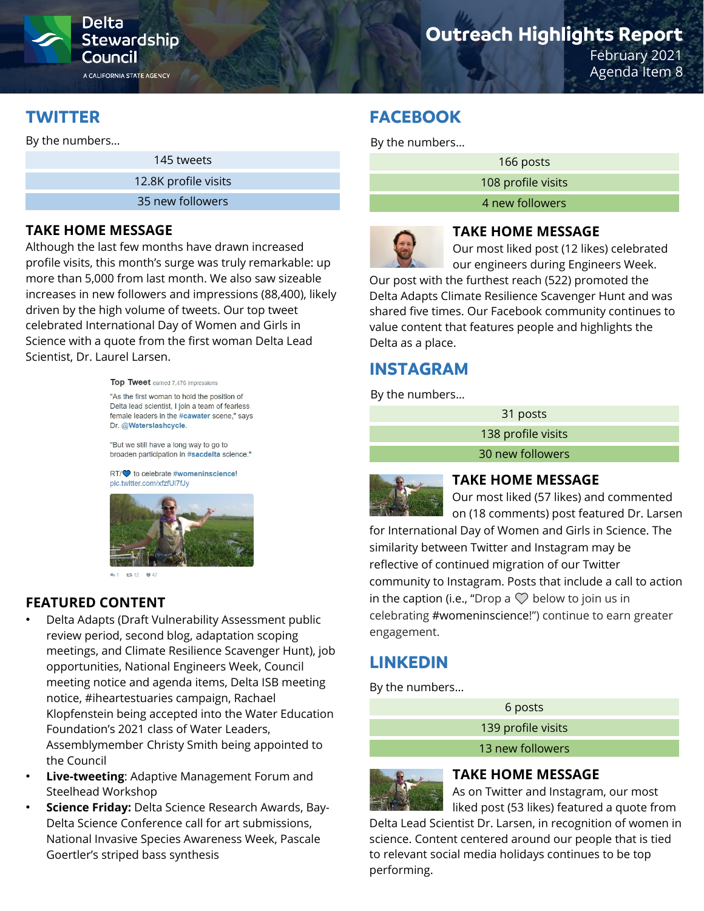# Outreach Highlights Report

February 2021
Agenda Item 8

## TWITTER

By the numbers…

| 145 tweets |
|---|
| 12.8K profile visits |
| 35 new followers |

### TAKE HOME MESSAGE

Although the last few months have drawn increased profile visits, this month's surge was truly remarkable: up more than 5,000 from last month. We also saw sizeable increases in new followers and impressions (88,400), likely driven by the high volume of tweets. Our top tweet celebrated International Day of Women and Girls in Science with a quote from the first woman Delta Lead Scientist, Dr. Laurel Larsen.

**Top Tweet** earned 7,476 impressions

"As the first woman to hold the position of Delta lead scientist, I join a team of fearless female leaders in the #cawater scene," says Dr. @Waterslashcycle.

"But we still have a long way to go to broaden participation in #sacdelta science."

RT/💙 to celebrate #womeninscience! pic.twitter.com/xfzfUI7fJy

### FEATURED CONTENT

- Delta Adapts (Draft Vulnerability Assessment public review period, second blog, adaptation scoping meetings, and Climate Resilience Scavenger Hunt), job opportunities, National Engineers Week, Council meeting notice and agenda items, Delta ISB meeting notice, #iheartestuaries campaign, Rachael Klopfenstein being accepted into the Water Education Foundation's 2021 class of Water Leaders, Assemblymember Christy Smith being appointed to the Council
- **Live-tweeting**: Adaptive Management Forum and Steelhead Workshop
- **Science Friday:** Delta Science Research Awards, Bay-Delta Science Conference call for art submissions, National Invasive Species Awareness Week, Pascale Goertler's striped bass synthesis

## FACEBOOK

By the numbers…

| 166 posts |
|---|
| 108 profile visits |
| 4 new followers |

### TAKE HOME MESSAGE

Our most liked post (12 likes) celebrated our engineers during Engineers Week. Our post with the furthest reach (522) promoted the Delta Adapts Climate Resilience Scavenger Hunt and was shared five times. Our Facebook community continues to value content that features people and highlights the Delta as a place.

## INSTAGRAM

By the numbers…

| 31 posts |
|---|
| 138 profile visits |
| 30 new followers |

### TAKE HOME MESSAGE

Our most liked (57 likes) and commented on (18 comments) post featured Dr. Larsen for International Day of Women and Girls in Science. The similarity between Twitter and Instagram may be reflective of continued migration of our Twitter community to Instagram. Posts that include a call to action in the caption (i.e., "Drop a 🤍 below to join us in celebrating #womeninscience!") continue to earn greater engagement.

## LINKEDIN

By the numbers…

| 6 posts |
|---|
| 139 profile visits |
| 13 new followers |

### TAKE HOME MESSAGE

As on Twitter and Instagram, our most liked post (53 likes) featured a quote from Delta Lead Scientist Dr. Larsen, in recognition of women in science. Content centered around our people that is tied to relevant social media holidays continues to be top performing.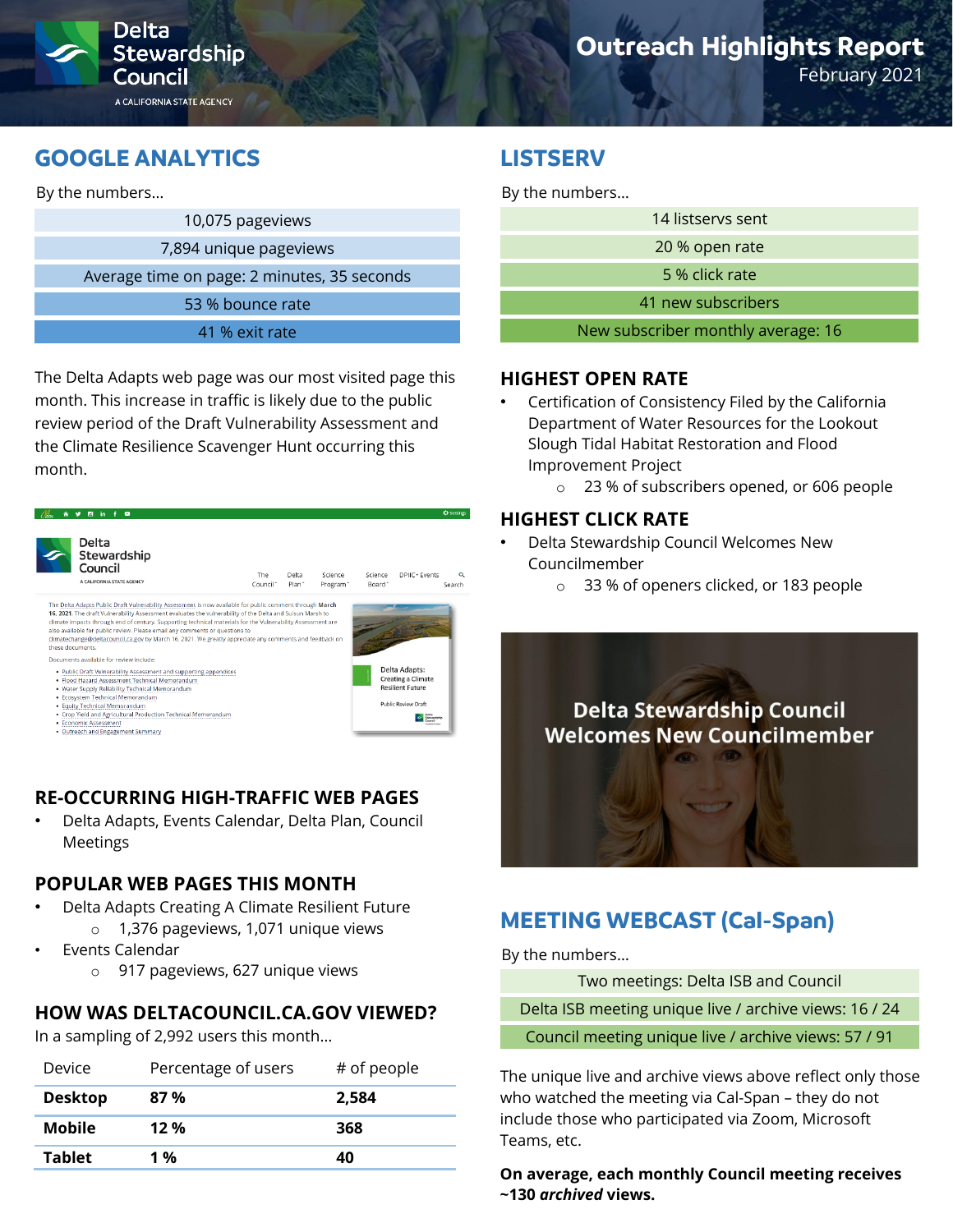# Outreach Highlights Report

February 2021

## GOOGLE ANALYTICS

By the numbers...

| |
|---|
| 10,075 pageviews |
| 7,894 unique pageviews |
| Average time on page: 2 minutes, 35 seconds |
| 53 % bounce rate |
| 41 % exit rate |

The Delta Adapts web page was our most visited page this month. This increase in traffic is likely due to the public review period of the Draft Vulnerability Assessment and the Climate Resilience Scavenger Hunt occurring this month.

### RE-OCCURRING HIGH-TRAFFIC WEB PAGES

- Delta Adapts, Events Calendar, Delta Plan, Council Meetings

### POPULAR WEB PAGES THIS MONTH

- Delta Adapts Creating A Climate Resilient Future
  - 1,376 pageviews, 1,071 unique views
- Events Calendar
  - 917 pageviews, 627 unique views

### HOW WAS DELTACOUNCIL.CA.GOV VIEWED?

In a sampling of 2,992 users this month...

| Device | Percentage of users | # of people |
|---|---|---|
| **Desktop** | **87 %** | **2,584** |
| **Mobile** | **12 %** | **368** |
| **Tablet** | **1 %** | **40** |

## LISTSERV

By the numbers...

| |
|---|
| 14 listservs sent |
| 20 % open rate |
| 5 % click rate |
| 41 new subscribers |
| New subscriber monthly average: 16 |

### HIGHEST OPEN RATE

- Certification of Consistency Filed by the California Department of Water Resources for the Lookout Slough Tidal Habitat Restoration and Flood Improvement Project
  - 23 % of subscribers opened, or 606 people

### HIGHEST CLICK RATE

- Delta Stewardship Council Welcomes New Councilmember
  - 33 % of openers clicked, or 183 people

Delta Stewardship Council Welcomes New Councilmember

## MEETING WEBCAST (Cal-Span)

By the numbers...

| |
|---|
| Two meetings: Delta ISB and Council |
| Delta ISB meeting unique live / archive views: 16 / 24 |
| Council meeting unique live / archive views: 57 / 91 |

The unique live and archive views above reflect only those who watched the meeting via Cal-Span – they do not include those who participated via Zoom, Microsoft Teams, etc.

**On average, each monthly Council meeting receives ~130 *archived* views.**